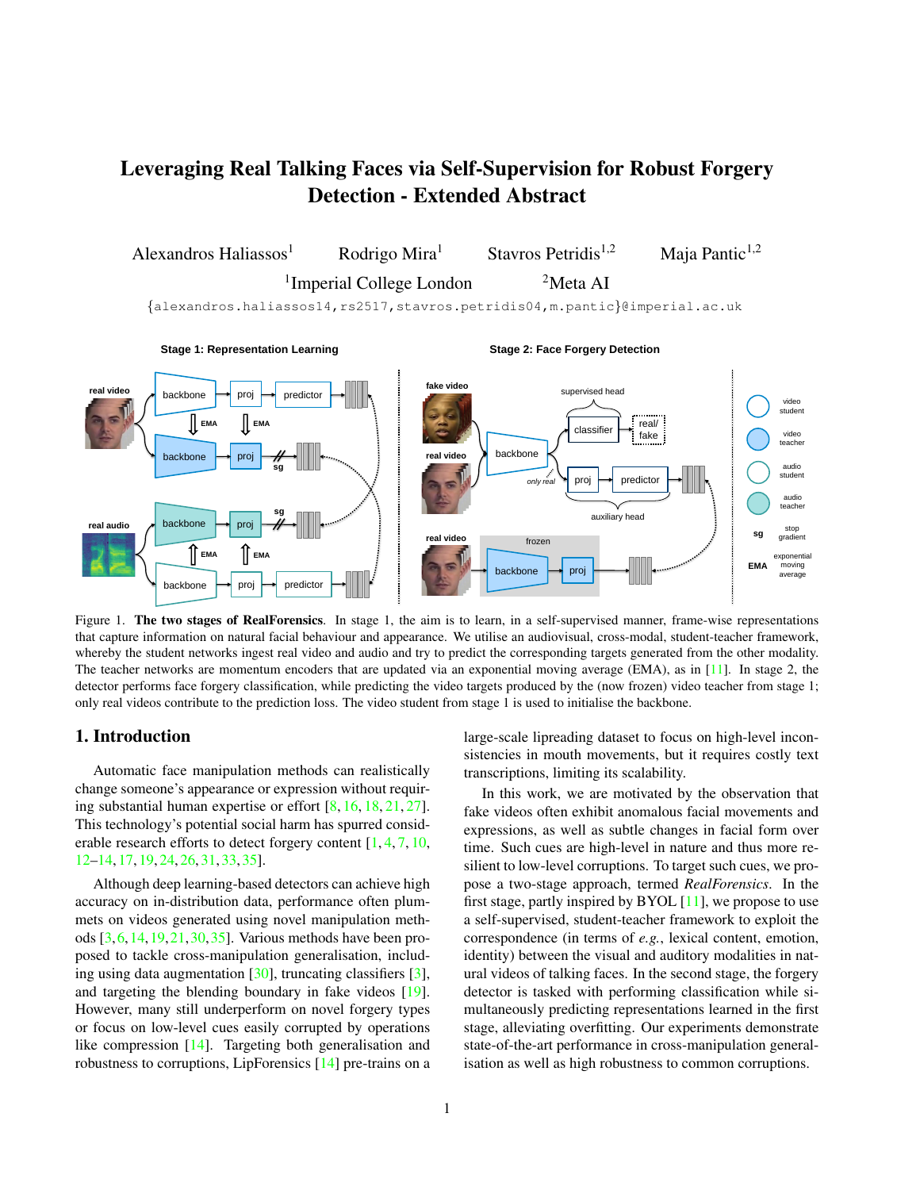# Leveraging Real Talking Faces via Self-Supervision for Robust Forgery Detection - Extended Abstract

Alexandros Haliassos[1] Rodrigo Mira[1] Stavros Petridis[1,2] Maja Pantic[1,2]

[1]Imperial College London [2]Meta AI

{alexandros.haliassos14,rs2517,stavros.petridis04,m.pantic}@imperial.ac.uk

Figure 1. **The two stages of RealForensics**. In stage 1, the aim is to learn, in a self-supervised manner, frame-wise representations that capture information on natural facial behaviour and appearance. We utilise an audiovisual, cross-modal, student-teacher framework, whereby the student networks ingest real video and audio and try to predict the corresponding targets generated from the other modality. The teacher networks are momentum encoders that are updated via an exponential moving average (EMA), as in [11]. In stage 2, the detector performs face forgery classification, while predicting the video targets produced by the (now frozen) video teacher from stage 1; only real videos contribute to the prediction loss. The video student from stage 1 is used to initialise the backbone.

## 1. Introduction

Automatic face manipulation methods can realistically change someone's appearance or expression without requiring substantial human expertise or effort [8, 16, 18, 21, 27]. This technology's potential social harm has spurred considerable research efforts to detect forgery content [1, 4, 7, 10, 12–14, 17, 19, 24, 26, 31, 33, 35].

Although deep learning-based detectors can achieve high accuracy on in-distribution data, performance often plummets on videos generated using novel manipulation methods [3, 6, 14, 19, 21, 30, 35]. Various methods have been proposed to tackle cross-manipulation generalisation, including using data augmentation [30], truncating classifiers [3], and targeting the blending boundary in fake videos [19]. However, many still underperform on novel forgery types or focus on low-level cues easily corrupted by operations like compression [14]. Targeting both generalisation and robustness to corruptions, LipForensics [14] pre-trains on a large-scale lipreading dataset to focus on high-level inconsistencies in mouth movements, but it requires costly text transcriptions, limiting its scalability.

In this work, we are motivated by the observation that fake videos often exhibit anomalous facial movements and expressions, as well as subtle changes in facial form over time. Such cues are high-level in nature and thus more resilient to low-level corruptions. To target such cues, we propose a two-stage approach, termed *RealForensics*. In the first stage, partly inspired by BYOL [11], we propose to use a self-supervised, student-teacher framework to exploit the correspondence (in terms of *e.g.*, lexical content, emotion, identity) between the visual and auditory modalities in natural videos of talking faces. In the second stage, the forgery detector is tasked with performing classification while simultaneously predicting representations learned in the first stage, alleviating overfitting. Our experiments demonstrate state-of-the-art performance in cross-manipulation generalisation as well as high robustness to common corruptions.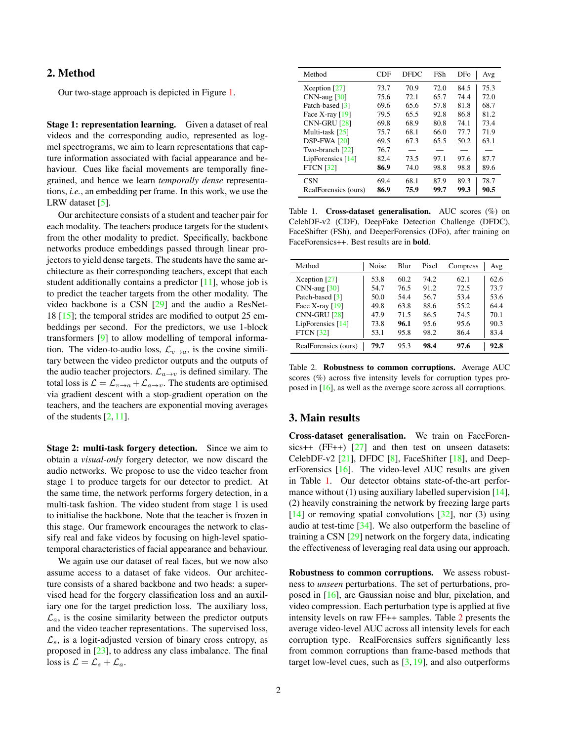## 2. Method

Our two-stage approach is depicted in Figure 1.

**Stage 1: representation learning.** Given a dataset of real videos and the corresponding audio, represented as log-mel spectrograms, we aim to learn representations that capture information associated with facial appearance and behaviour. Cues like facial movements are temporally fine-grained, and hence we learn *temporally dense* representations, *i.e.*, an embedding per frame. In this work, we use the LRW dataset [5].

Our architecture consists of a student and teacher pair for each modality. The teachers produce targets for the students from the other modality to predict. Specifically, backbone networks produce embeddings passed through linear projectors to yield dense targets. The students have the same architecture as their corresponding teachers, except that each student additionally contains a predictor [11], whose job is to predict the teacher targets from the other modality. The video backbone is a CSN [29] and the audio a ResNet-18 [15]; the temporal strides are modified to output 25 embeddings per second. For the predictors, we use 1-block transformers [9] to allow modelling of temporal information. The video-to-audio loss, $\mathcal{L}_{v\to a}$, is the cosine similitary between the video predictor outputs and the outputs of the audio teacher projectors. $\mathcal{L}_{a\to v}$ is defined similary. The total loss is $\mathcal{L} = \mathcal{L}_{v\to a} + \mathcal{L}_{a\to v}$. The students are optimised via gradient descent with a stop-gradient operation on the teachers, and the teachers are exponential moving averages of the students [2, 11].

**Stage 2: multi-task forgery detection.** Since we aim to obtain a *visual-only* forgery detector, we now discard the audio networks. We propose to use the video teacher from stage 1 to produce targets for our detector to predict. At the same time, the network performs forgery detection, in a multi-task fashion. The video student from stage 1 is used to initialise the backbone. Note that the teacher is frozen in this stage. Our framework encourages the network to classify real and fake videos by focusing on high-level spatio-temporal characteristics of facial appearance and behaviour.

We again use our dataset of real faces, but we now also assume access to a dataset of fake videos. Our architecture consists of a shared backbone and two heads: a supervised head for the forgery classification loss and an auxiliary one for the target prediction loss. The auxiliary loss, $\mathcal{L}_a$, is the cosine similarity between the predictor outputs and the video teacher representations. The supervised loss, $\mathcal{L}_s$, is a logit-adjusted version of binary cross entropy, as proposed in [23], to address any class imbalance. The final loss is $\mathcal{L} = \mathcal{L}_s + \mathcal{L}_a$.

| Method | CDF | DFDC | FSh | DFo | Avg |
|---|---|---|---|---|---|
| Xception [27] | 73.7 | 70.9 | 72.0 | 84.5 | 75.3 |
| CNN-aug [30] | 75.6 | 72.1 | 65.7 | 74.4 | 72.0 |
| Patch-based [3] | 69.6 | 65.6 | 57.8 | 81.8 | 68.7 |
| Face X-ray [19] | 79.5 | 65.5 | 92.8 | 86.8 | 81.2 |
| CNN-GRU [28] | 69.8 | 68.9 | 80.8 | 74.1 | 73.4 |
| Multi-task [25] | 75.7 | 68.1 | 66.0 | 77.7 | 71.9 |
| DSP-FWA [20] | 69.5 | 67.3 | 65.5 | 50.2 | 63.1 |
| Two-branch [22] | 76.7 | — | — | — | — |
| LipForensics [14] | 82.4 | 73.5 | 97.1 | 97.6 | 87.7 |
| FTCN [32] | **86.9** | 74.0 | 98.8 | 98.8 | 89.6 |
| CSN | 69.4 | 68.1 | 87.9 | 89.3 | 78.7 |
| RealForensics (ours) | **86.9** | **75.9** | **99.7** | **99.3** | **90.5** |

Table 1. **Cross-dataset generalisation.** AUC scores (%) on CelebDF-v2 (CDF), DeepFake Detection Challenge (DFDC), FaceShifter (FSh), and DeeperForensics (DFo), after training on FaceForensics++. Best results are in **bold**.

| Method | Noise | Blur | Pixel | Compress | Avg |
|---|---|---|---|---|---|
| Xception [27] | 53.8 | 60.2 | 74.2 | 62.1 | 62.6 |
| CNN-aug [30] | 54.7 | 76.5 | 91.2 | 72.5 | 73.7 |
| Patch-based [3] | 50.0 | 54.4 | 56.7 | 53.4 | 53.6 |
| Face X-ray [19] | 49.8 | 63.8 | 88.6 | 55.2 | 64.4 |
| CNN-GRU [28] | 47.9 | 71.5 | 86.5 | 74.5 | 70.1 |
| LipForensics [14] | 73.8 | **96.1** | 95.6 | 95.6 | 90.3 |
| FTCN [32] | 53.1 | 95.8 | 98.2 | 86.4 | 83.4 |
| RealForensics (ours) | **79.7** | 95.3 | **98.4** | **97.6** | **92.8** |

Table 2. **Robustness to common corruptions.** Average AUC scores (%) across five intensity levels for corruption types proposed in [16], as well as the average score across all corruptions.

## 3. Main results

**Cross-dataset generalisation.** We train on FaceForensics++ (FF++) [27] and then test on unseen datasets: CelebDF-v2 [21], DFDC [8], FaceShifter [18], and DeeperForensics [16]. The video-level AUC results are given in Table 1. Our detector obtains state-of-the-art performance without (1) using auxiliary labelled supervision [14], (2) heavily constraining the network by freezing large parts [14] or removing spatial convolutions [32], nor (3) using audio at test-time [34]. We also outperform the baseline of training a CSN [29] network on the forgery data, indicating the effectiveness of leveraging real data using our approach.

**Robustness to common corruptions.** We assess robustness to *unseen* perturbations. The set of perturbations, proposed in [16], are Gaussian noise and blur, pixelation, and video compression. Each perturbation type is applied at five intensity levels on raw FF++ samples. Table 2 presents the average video-level AUC across all intensity levels for each corruption type. RealForensics suffers significantly less from common corruptions than frame-based methods that target low-level cues, such as [3, 19], and also outperforms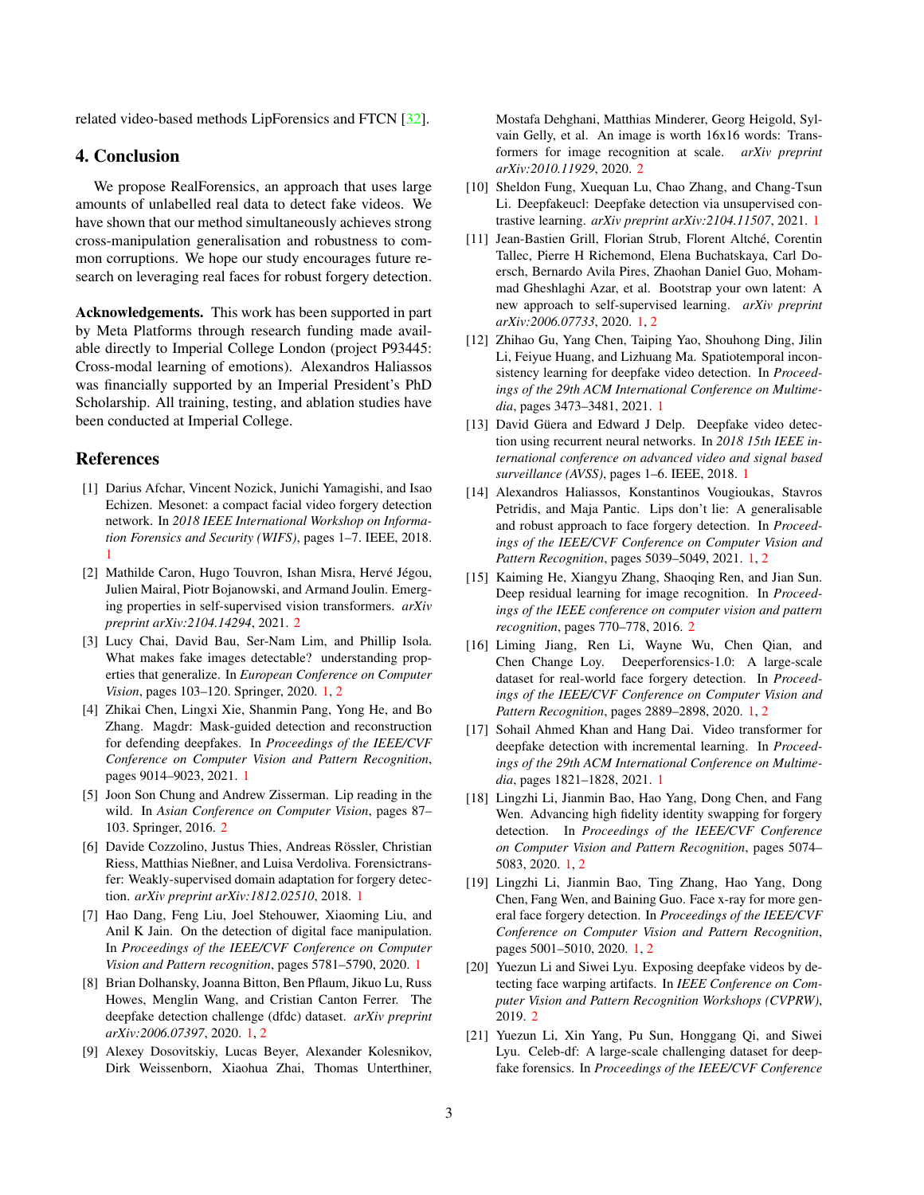related video-based methods LipForensics and FTCN [32].

## 4. Conclusion

We propose RealForensics, an approach that uses large amounts of unlabelled real data to detect fake videos. We have shown that our method simultaneously achieves strong cross-manipulation generalisation and robustness to common corruptions. We hope our study encourages future research on leveraging real faces for robust forgery detection.

**Acknowledgements.** This work has been supported in part by Meta Platforms through research funding made available directly to Imperial College London (project P93445: Cross-modal learning of emotions). Alexandros Haliassos was financially supported by an Imperial President's PhD Scholarship. All training, testing, and ablation studies have been conducted at Imperial College.

## References

[1] Darius Afchar, Vincent Nozick, Junichi Yamagishi, and Isao Echizen. Mesonet: a compact facial video forgery detection network. In *2018 IEEE International Workshop on Information Forensics and Security (WIFS)*, pages 1–7. IEEE, 2018. 1

[2] Mathilde Caron, Hugo Touvron, Ishan Misra, Hervé Jégou, Julien Mairal, Piotr Bojanowski, and Armand Joulin. Emerging properties in self-supervised vision transformers. *arXiv preprint arXiv:2104.14294*, 2021. 2

[3] Lucy Chai, David Bau, Ser-Nam Lim, and Phillip Isola. What makes fake images detectable? understanding properties that generalize. In *European Conference on Computer Vision*, pages 103–120. Springer, 2020. 1, 2

[4] Zhikai Chen, Lingxi Xie, Shanmin Pang, Yong He, and Bo Zhang. Magdr: Mask-guided detection and reconstruction for defending deepfakes. In *Proceedings of the IEEE/CVF Conference on Computer Vision and Pattern Recognition*, pages 9014–9023, 2021. 1

[5] Joon Son Chung and Andrew Zisserman. Lip reading in the wild. In *Asian Conference on Computer Vision*, pages 87–103. Springer, 2016. 2

[6] Davide Cozzolino, Justus Thies, Andreas Rössler, Christian Riess, Matthias Nießner, and Luisa Verdoliva. Forensictransfer: Weakly-supervised domain adaptation for forgery detection. *arXiv preprint arXiv:1812.02510*, 2018. 1

[7] Hao Dang, Feng Liu, Joel Stehouwer, Xiaoming Liu, and Anil K Jain. On the detection of digital face manipulation. In *Proceedings of the IEEE/CVF Conference on Computer Vision and Pattern recognition*, pages 5781–5790, 2020. 1

[8] Brian Dolhansky, Joanna Bitton, Ben Pflaum, Jikuo Lu, Russ Howes, Menglin Wang, and Cristian Canton Ferrer. The deepfake detection challenge (dfdc) dataset. *arXiv preprint arXiv:2006.07397*, 2020. 1, 2

[9] Alexey Dosovitskiy, Lucas Beyer, Alexander Kolesnikov, Dirk Weissenborn, Xiaohua Zhai, Thomas Unterthiner, Mostafa Dehghani, Matthias Minderer, Georg Heigold, Sylvain Gelly, et al. An image is worth 16x16 words: Transformers for image recognition at scale. *arXiv preprint arXiv:2010.11929*, 2020. 2

[10] Sheldon Fung, Xuequan Lu, Chao Zhang, and Chang-Tsun Li. Deepfakeucl: Deepfake detection via unsupervised contrastive learning. *arXiv preprint arXiv:2104.11507*, 2021. 1

[11] Jean-Bastien Grill, Florian Strub, Florent Altché, Corentin Tallec, Pierre H Richemond, Elena Buchatskaya, Carl Doersch, Bernardo Avila Pires, Zhaohan Daniel Guo, Mohammad Gheshlaghi Azar, et al. Bootstrap your own latent: A new approach to self-supervised learning. *arXiv preprint arXiv:2006.07733*, 2020. 1, 2

[12] Zhihao Gu, Yang Chen, Taiping Yao, Shouhong Ding, Jilin Li, Feiyue Huang, and Lizhuang Ma. Spatiotemporal inconsistency learning for deepfake video detection. In *Proceedings of the 29th ACM International Conference on Multimedia*, pages 3473–3481, 2021. 1

[13] David Güera and Edward J Delp. Deepfake video detection using recurrent neural networks. In *2018 15th IEEE international conference on advanced video and signal based surveillance (AVSS)*, pages 1–6. IEEE, 2018. 1

[14] Alexandros Haliassos, Konstantinos Vougioukas, Stavros Petridis, and Maja Pantic. Lips don't lie: A generalisable and robust approach to face forgery detection. In *Proceedings of the IEEE/CVF Conference on Computer Vision and Pattern Recognition*, pages 5039–5049, 2021. 1, 2

[15] Kaiming He, Xiangyu Zhang, Shaoqing Ren, and Jian Sun. Deep residual learning for image recognition. In *Proceedings of the IEEE conference on computer vision and pattern recognition*, pages 770–778, 2016. 2

[16] Liming Jiang, Ren Li, Wayne Wu, Chen Qian, and Chen Change Loy. Deeperforensics-1.0: A large-scale dataset for real-world face forgery detection. In *Proceedings of the IEEE/CVF Conference on Computer Vision and Pattern Recognition*, pages 2889–2898, 2020. 1, 2

[17] Sohail Ahmed Khan and Hang Dai. Video transformer for deepfake detection with incremental learning. In *Proceedings of the 29th ACM International Conference on Multimedia*, pages 1821–1828, 2021. 1

[18] Lingzhi Li, Jianmin Bao, Hao Yang, Dong Chen, and Fang Wen. Advancing high fidelity identity swapping for forgery detection. In *Proceedings of the IEEE/CVF Conference on Computer Vision and Pattern Recognition*, pages 5074–5083, 2020. 1, 2

[19] Lingzhi Li, Jianmin Bao, Ting Zhang, Hao Yang, Dong Chen, Fang Wen, and Baining Guo. Face x-ray for more general face forgery detection. In *Proceedings of the IEEE/CVF Conference on Computer Vision and Pattern Recognition*, pages 5001–5010, 2020. 1, 2

[20] Yuezun Li and Siwei Lyu. Exposing deepfake videos by detecting face warping artifacts. In *IEEE Conference on Computer Vision and Pattern Recognition Workshops (CVPRW)*, 2019. 2

[21] Yuezun Li, Xin Yang, Pu Sun, Honggang Qi, and Siwei Lyu. Celeb-df: A large-scale challenging dataset for deepfake forensics. In *Proceedings of the IEEE/CVF Conference*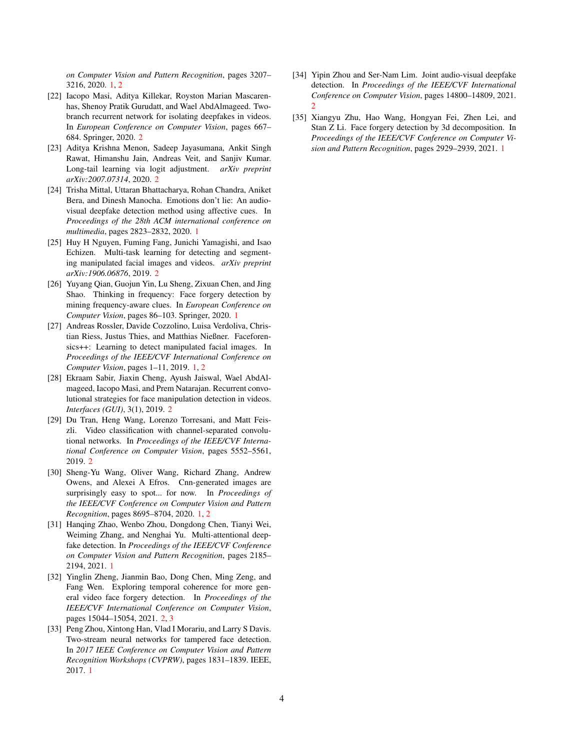*on Computer Vision and Pattern Recognition*, pages 3207–3216, 2020. 1, 2

[22] Iacopo Masi, Aditya Killekar, Royston Marian Mascarenhas, Shenoy Pratik Gurudatt, and Wael AbdAlmageed. Two-branch recurrent network for isolating deepfakes in videos. In *European Conference on Computer Vision*, pages 667–684. Springer, 2020. 2

[23] Aditya Krishna Menon, Sadeep Jayasumana, Ankit Singh Rawat, Himanshu Jain, Andreas Veit, and Sanjiv Kumar. Long-tail learning via logit adjustment. *arXiv preprint arXiv:2007.07314*, 2020. 2

[24] Trisha Mittal, Uttaran Bhattacharya, Rohan Chandra, Aniket Bera, and Dinesh Manocha. Emotions don't lie: An audio-visual deepfake detection method using affective cues. In *Proceedings of the 28th ACM international conference on multimedia*, pages 2823–2832, 2020. 1

[25] Huy H Nguyen, Fuming Fang, Junichi Yamagishi, and Isao Echizen. Multi-task learning for detecting and segmenting manipulated facial images and videos. *arXiv preprint arXiv:1906.06876*, 2019. 2

[26] Yuyang Qian, Guojun Yin, Lu Sheng, Zixuan Chen, and Jing Shao. Thinking in frequency: Face forgery detection by mining frequency-aware clues. In *European Conference on Computer Vision*, pages 86–103. Springer, 2020. 1

[27] Andreas Rossler, Davide Cozzolino, Luisa Verdoliva, Christian Riess, Justus Thies, and Matthias Nießner. Faceforensics++: Learning to detect manipulated facial images. In *Proceedings of the IEEE/CVF International Conference on Computer Vision*, pages 1–11, 2019. 1, 2

[28] Ekraam Sabir, Jiaxin Cheng, Ayush Jaiswal, Wael AbdAlmageed, Iacopo Masi, and Prem Natarajan. Recurrent convolutional strategies for face manipulation detection in videos. *Interfaces (GUI)*, 3(1), 2019. 2

[29] Du Tran, Heng Wang, Lorenzo Torresani, and Matt Feiszli. Video classification with channel-separated convolutional networks. In *Proceedings of the IEEE/CVF International Conference on Computer Vision*, pages 5552–5561, 2019. 2

[30] Sheng-Yu Wang, Oliver Wang, Richard Zhang, Andrew Owens, and Alexei A Efros. Cnn-generated images are surprisingly easy to spot... for now. In *Proceedings of the IEEE/CVF Conference on Computer Vision and Pattern Recognition*, pages 8695–8704, 2020. 1, 2

[31] Hanqing Zhao, Wenbo Zhou, Dongdong Chen, Tianyi Wei, Weiming Zhang, and Nenghai Yu. Multi-attentional deepfake detection. In *Proceedings of the IEEE/CVF Conference on Computer Vision and Pattern Recognition*, pages 2185–2194, 2021. 1

[32] Yinglin Zheng, Jianmin Bao, Dong Chen, Ming Zeng, and Fang Wen. Exploring temporal coherence for more general video face forgery detection. In *Proceedings of the IEEE/CVF International Conference on Computer Vision*, pages 15044–15054, 2021. 2, 3

[33] Peng Zhou, Xintong Han, Vlad I Morariu, and Larry S Davis. Two-stream neural networks for tampered face detection. In *2017 IEEE Conference on Computer Vision and Pattern Recognition Workshops (CVPRW)*, pages 1831–1839. IEEE, 2017. 1

[34] Yipin Zhou and Ser-Nam Lim. Joint audio-visual deepfake detection. In *Proceedings of the IEEE/CVF International Conference on Computer Vision*, pages 14800–14809, 2021. 2

[35] Xiangyu Zhu, Hao Wang, Hongyan Fei, Zhen Lei, and Stan Z Li. Face forgery detection by 3d decomposition. In *Proceedings of the IEEE/CVF Conference on Computer Vision and Pattern Recognition*, pages 2929–2939, 2021. 1